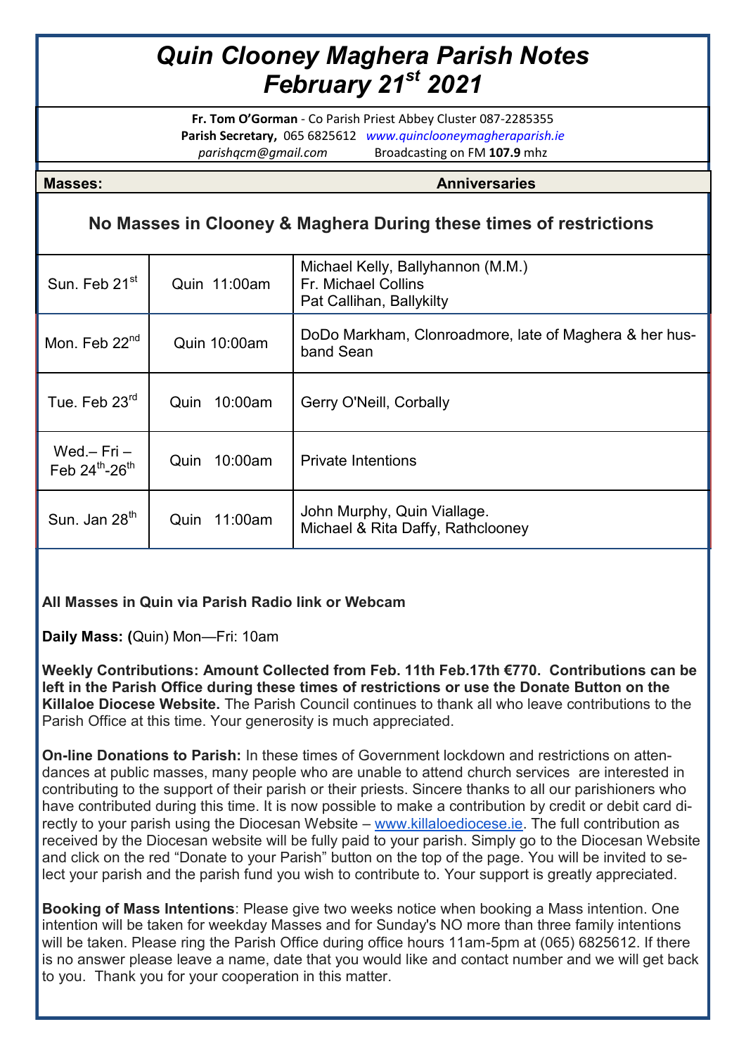# *Quin Clooney Maghera Parish Notes February 21st 2021*

**Fr. Tom O'Gorman** - Co Parish Priest Abbey Cluster 087-2285355
**Parish Secretary,** 065 6825612 *www.quinclooneymagheraparish.ie*
*parishqcm@gmail.com* Broadcasting on FM **107.9** mhz

| **Masses:** | | **Anniversaries** |
|---|---|---|
| **No Masses in Clooney & Maghera During these times of restrictions** | | |
| Sun. Feb 21st | Quin 11:00am | Michael Kelly, Ballyhannon (M.M.)<br>Fr. Michael Collins<br>Pat Callihan, Ballykilty |
| Mon. Feb 22nd | Quin 10:00am | DoDo Markham, Clonroadmore, late of Maghera & her husband Sean |
| Tue. Feb 23rd | Quin 10:00am | Gerry O'Neill, Corbally |
| Wed.– Fri – Feb 24th-26th | Quin 10:00am | Private Intentions |
| Sun. Jan 28th | Quin 11:00am | John Murphy, Quin Viallage.<br>Michael & Rita Daffy, Rathclooney |

**All Masses in Quin via Parish Radio link or Webcam**

**Daily Mass: (**Quin) Mon—Fri: 10am

**Weekly Contributions: Amount Collected from Feb. 11th Feb.17th €770. Contributions can be left in the Parish Office during these times of restrictions or use the Donate Button on the Killaloe Diocese Website.** The Parish Council continues to thank all who leave contributions to the Parish Office at this time. Your generosity is much appreciated.

**On-line Donations to Parish:** In these times of Government lockdown and restrictions on attendances at public masses, many people who are unable to attend church services are interested in contributing to the support of their parish or their priests. Sincere thanks to all our parishioners who have contributed during this time. It is now possible to make a contribution by credit or debit card directly to your parish using the Diocesan Website – www.killaloediocese.ie. The full contribution as received by the Diocesan website will be fully paid to your parish. Simply go to the Diocesan Website and click on the red "Donate to your Parish" button on the top of the page. You will be invited to select your parish and the parish fund you wish to contribute to. Your support is greatly appreciated.

**Booking of Mass Intentions**: Please give two weeks notice when booking a Mass intention. One intention will be taken for weekday Masses and for Sunday's NO more than three family intentions will be taken. Please ring the Parish Office during office hours 11am-5pm at (065) 6825612. If there is no answer please leave a name, date that you would like and contact number and we will get back to you. Thank you for your cooperation in this matter.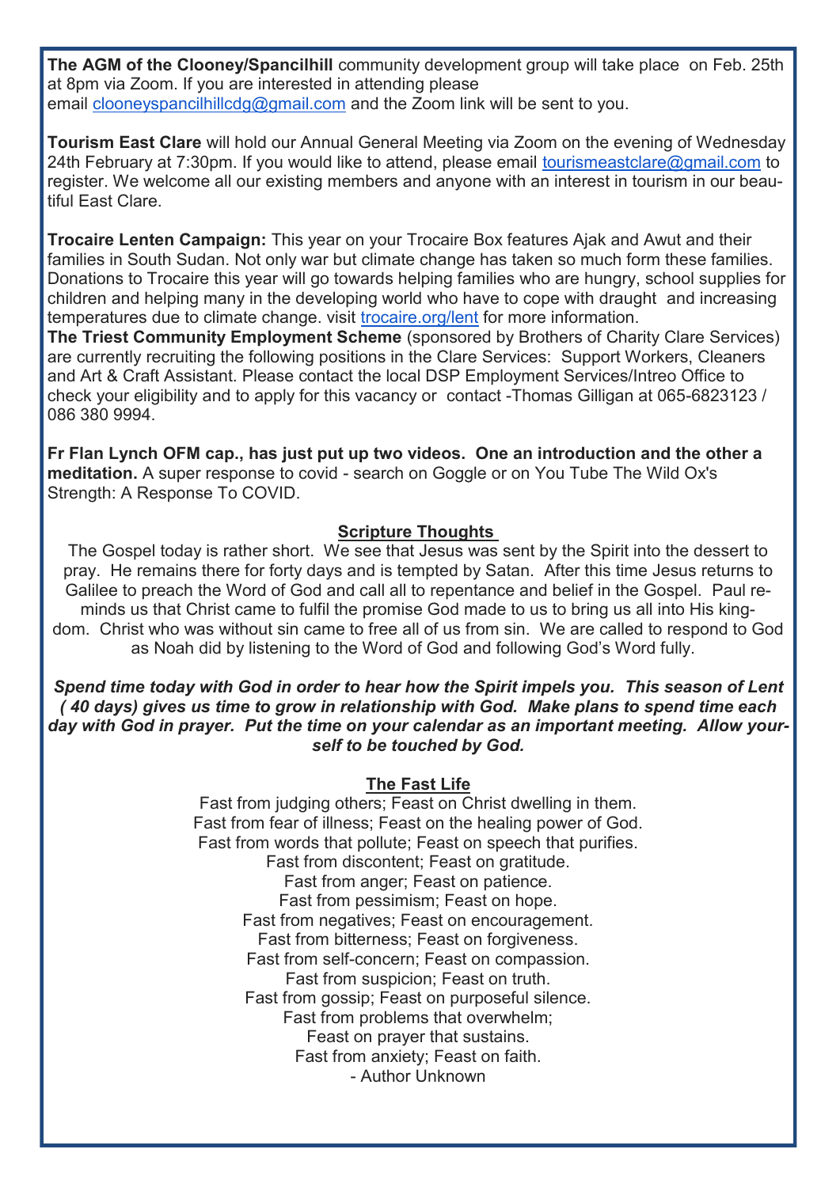**The AGM of the Clooney/Spancilhill** community development group will take place on Feb. 25th at 8pm via Zoom. If you are interested in attending please email clooneyspancilhillcdg@gmail.com and the Zoom link will be sent to you.

**Tourism East Clare** will hold our Annual General Meeting via Zoom on the evening of Wednesday 24th February at 7:30pm. If you would like to attend, please email tourismeastclare@gmail.com to register. We welcome all our existing members and anyone with an interest in tourism in our beautiful East Clare.

**Trocaire Lenten Campaign:** This year on your Trocaire Box features Ajak and Awut and their families in South Sudan. Not only war but climate change has taken so much form these families. Donations to Trocaire this year will go towards helping families who are hungry, school supplies for children and helping many in the developing world who have to cope with draught and increasing temperatures due to climate change. visit trocaire.org/lent for more information.

**The Triest Community Employment Scheme** (sponsored by Brothers of Charity Clare Services) are currently recruiting the following positions in the Clare Services: Support Workers, Cleaners and Art & Craft Assistant. Please contact the local DSP Employment Services/Intreo Office to check your eligibility and to apply for this vacancy or contact -Thomas Gilligan at 065-6823123 / 086 380 9994.

**Fr Flan Lynch OFM cap., has just put up two videos. One an introduction and the other a meditation.** A super response to covid - search on Goggle or on You Tube The Wild Ox's Strength: A Response To COVID.

## Scripture Thoughts

The Gospel today is rather short. We see that Jesus was sent by the Spirit into the dessert to pray. He remains there for forty days and is tempted by Satan. After this time Jesus returns to Galilee to preach the Word of God and call all to repentance and belief in the Gospel. Paul reminds us that Christ came to fulfil the promise God made to us to bring us all into His kingdom. Christ who was without sin came to free all of us from sin. We are called to respond to God as Noah did by listening to the Word of God and following God's Word fully.

***Spend time today with God in order to hear how the Spirit impels you. This season of Lent ( 40 days) gives us time to grow in relationship with God. Make plans to spend time each day with God in prayer. Put the time on your calendar as an important meeting. Allow yourself to be touched by God.***

## The Fast Life

Fast from judging others; Feast on Christ dwelling in them.
Fast from fear of illness; Feast on the healing power of God.
Fast from words that pollute; Feast on speech that purifies.
Fast from discontent; Feast on gratitude.
Fast from anger; Feast on patience.
Fast from pessimism; Feast on hope.
Fast from negatives; Feast on encouragement.
Fast from bitterness; Feast on forgiveness.
Fast from self-concern; Feast on compassion.
Fast from suspicion; Feast on truth.
Fast from gossip; Feast on purposeful silence.
Fast from problems that overwhelm;
Feast on prayer that sustains.
Fast from anxiety; Feast on faith.
- Author Unknown